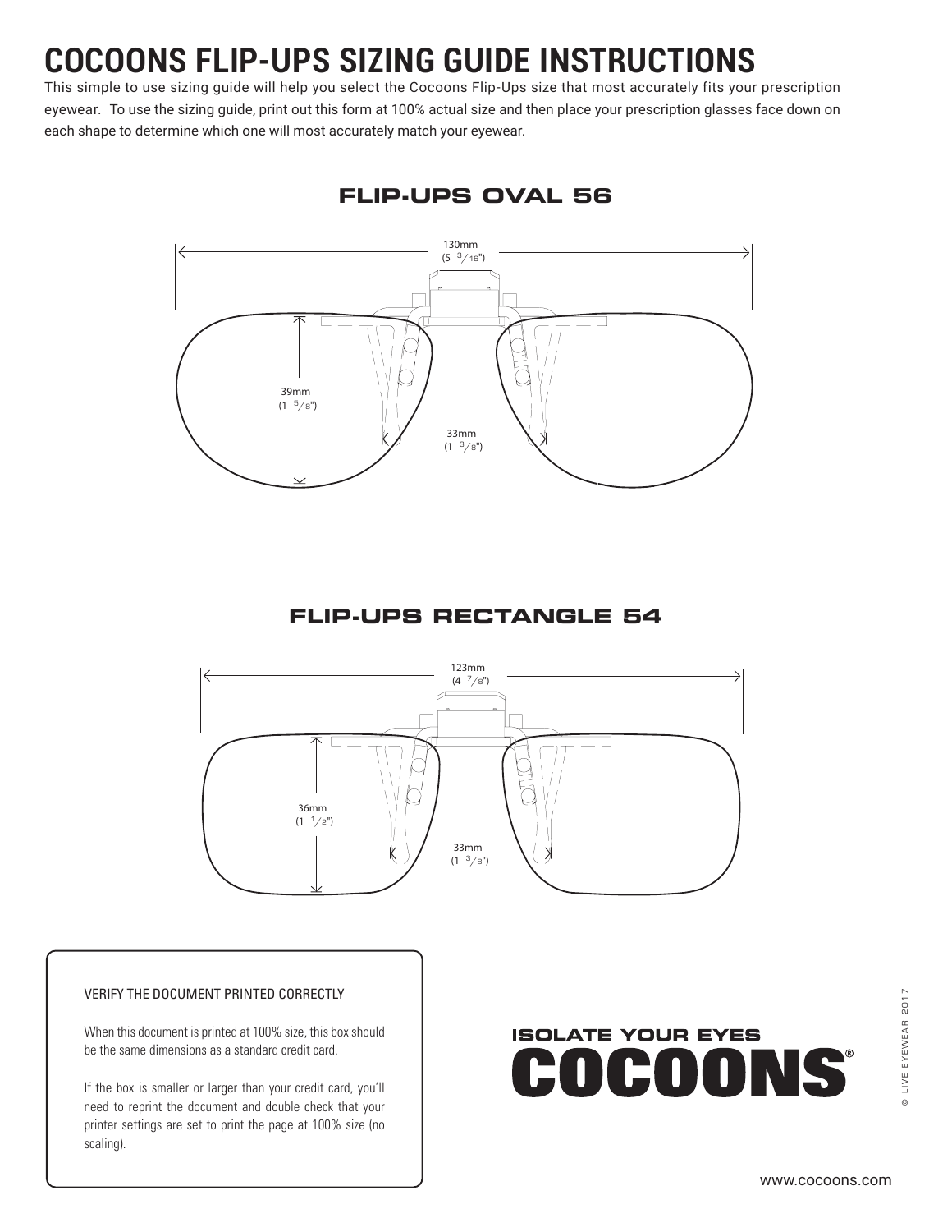# COCOONS FLIP-UPS SIZING GUIDE INSTRUCTIONS

This simple to use sizing guide will help you select the Cocoons Flip-Ups size that most accurately fits your prescription eyewear. To use the sizing guide, print out this form at 100% actual size and then place your prescription glasses face down on each shape to determine which one will most accurately match your eyewear.

## FLIP-UPS OVAL 56

130mm (5 3/16")

39mm (1 5/8")

33mm (1 3/8")

## FLIP-UPS RECTANGLE 54

123mm (4 7/8")

36mm (1 1/2")

33mm (1 3/8")

VERIFY THE DOCUMENT PRINTED CORRECTLY

When this document is printed at 100% size, this box should be the same dimensions as a standard credit card.

If the box is smaller or larger than your credit card, you'll need to reprint the document and double check that your printer settings are set to print the page at 100% size (no scaling).

ISOLATE YOUR EYES

COCOONS®

© LIVE EYEWEAR 2017

www.cocoons.com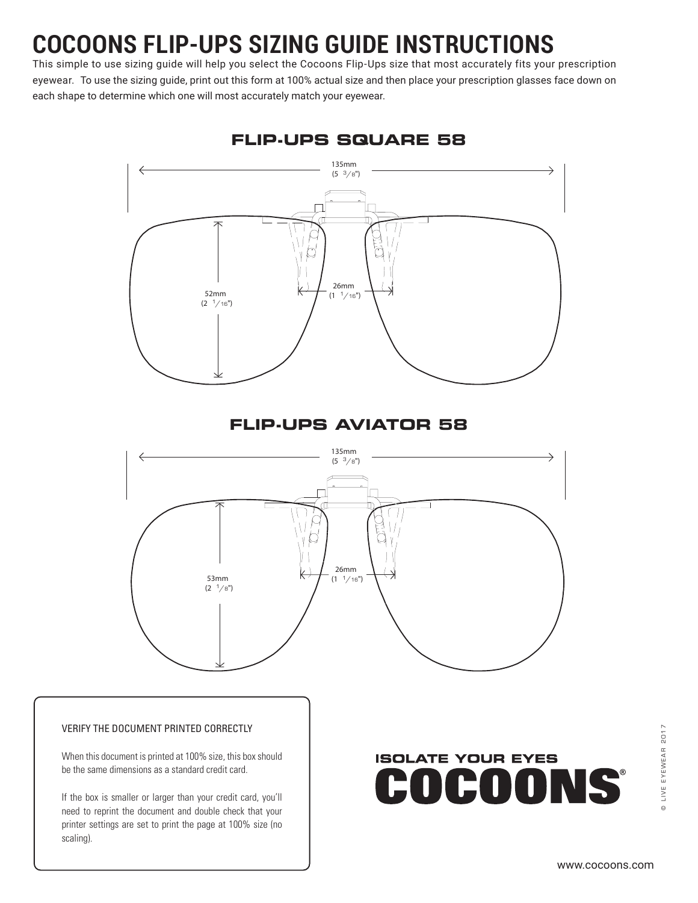# COCOONS FLIP-UPS SIZING GUIDE INSTRUCTIONS

This simple to use sizing guide will help you select the Cocoons Flip-Ups size that most accurately fits your prescription eyewear. To use the sizing guide, print out this form at 100% actual size and then place your prescription glasses face down on each shape to determine which one will most accurately match your eyewear.

## FLIP-UPS SQUARE 58

135mm
(5 3/8")

52mm
(2 1/16")

26mm
(1 1/16")

## FLIP-UPS AVIATOR 58

135mm
(5 3/8")

53mm
(2 1/8")

26mm
(1 1/16")

VERIFY THE DOCUMENT PRINTED CORRECTLY

When this document is printed at 100% size, this box should be the same dimensions as a standard credit card.

If the box is smaller or larger than your credit card, you'll need to reprint the document and double check that your printer settings are set to print the page at 100% size (no scaling).

ISOLATE YOUR EYES
COCOONS®

© LIVE EYEWEAR 2017

www.cocoons.com